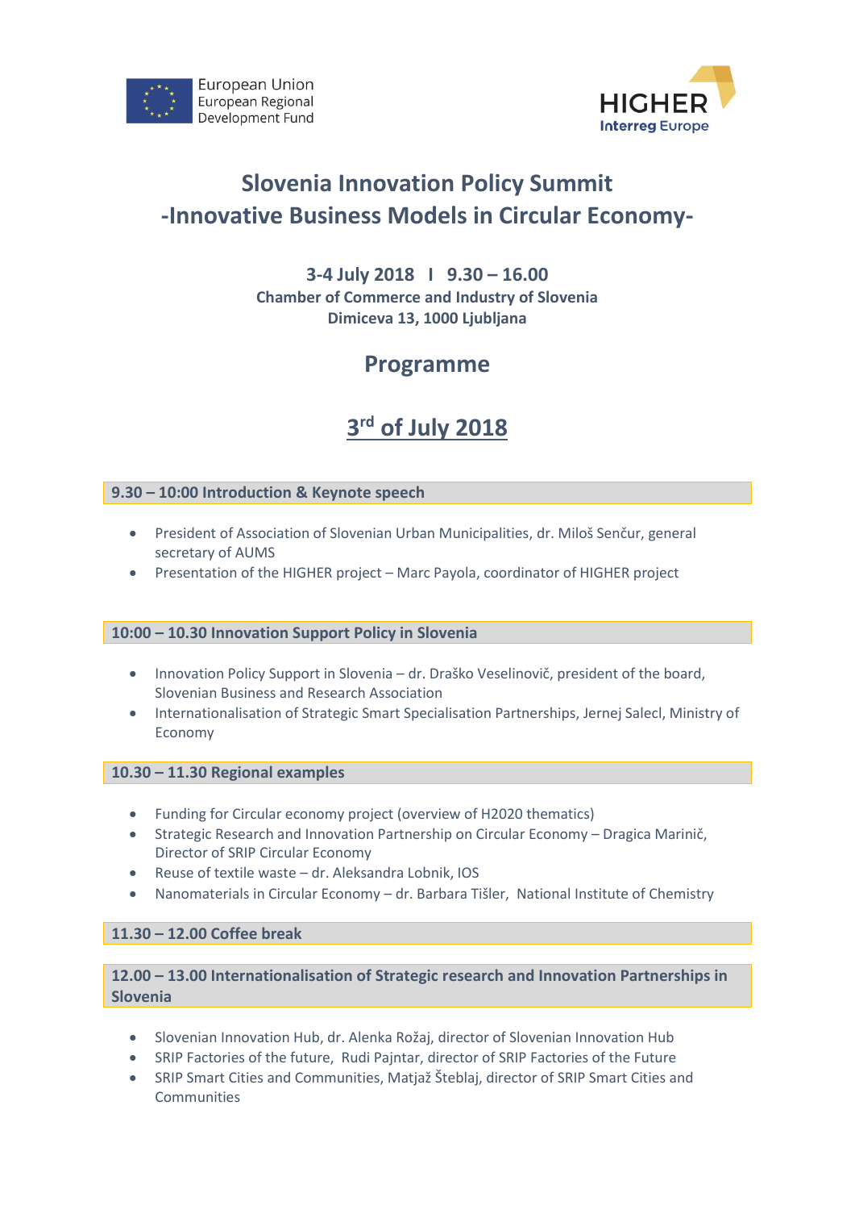European Union
European Regional
Development Fund

HIGHER
Interreg Europe

# Slovenia Innovation Policy Summit
# -Innovative Business Models in Circular Economy-

**3-4 July 2018 I 9.30 – 16.00**
**Chamber of Commerce and Industry of Slovenia**
**Dimiceva 13, 1000 Ljubljana**

## Programme

## 3rd of July 2018

### 9.30 – 10:00 Introduction & Keynote speech

- President of Association of Slovenian Urban Municipalities, dr. Miloš Senčur, general secretary of AUMS
- Presentation of the HIGHER project – Marc Payola, coordinator of HIGHER project

### 10:00 – 10.30 Innovation Support Policy in Slovenia

- Innovation Policy Support in Slovenia – dr. Draško Veselinovič, president of the board, Slovenian Business and Research Association
- Internationalisation of Strategic Smart Specialisation Partnerships, Jernej Salecl, Ministry of Economy

### 10.30 – 11.30 Regional examples

- Funding for Circular economy project (overview of H2020 thematics)
- Strategic Research and Innovation Partnership on Circular Economy – Dragica Marinič, Director of SRIP Circular Economy
- Reuse of textile waste – dr. Aleksandra Lobnik, IOS
- Nanomaterials in Circular Economy – dr. Barbara Tišler, National Institute of Chemistry

### 11.30 – 12.00 Coffee break

### 12.00 – 13.00 Internationalisation of Strategic research and Innovation Partnerships in Slovenia

- Slovenian Innovation Hub, dr. Alenka Rožaj, director of Slovenian Innovation Hub
- SRIP Factories of the future, Rudi Pajntar, director of SRIP Factories of the Future
- SRIP Smart Cities and Communities, Matjaž Šteblaj, director of SRIP Smart Cities and Communities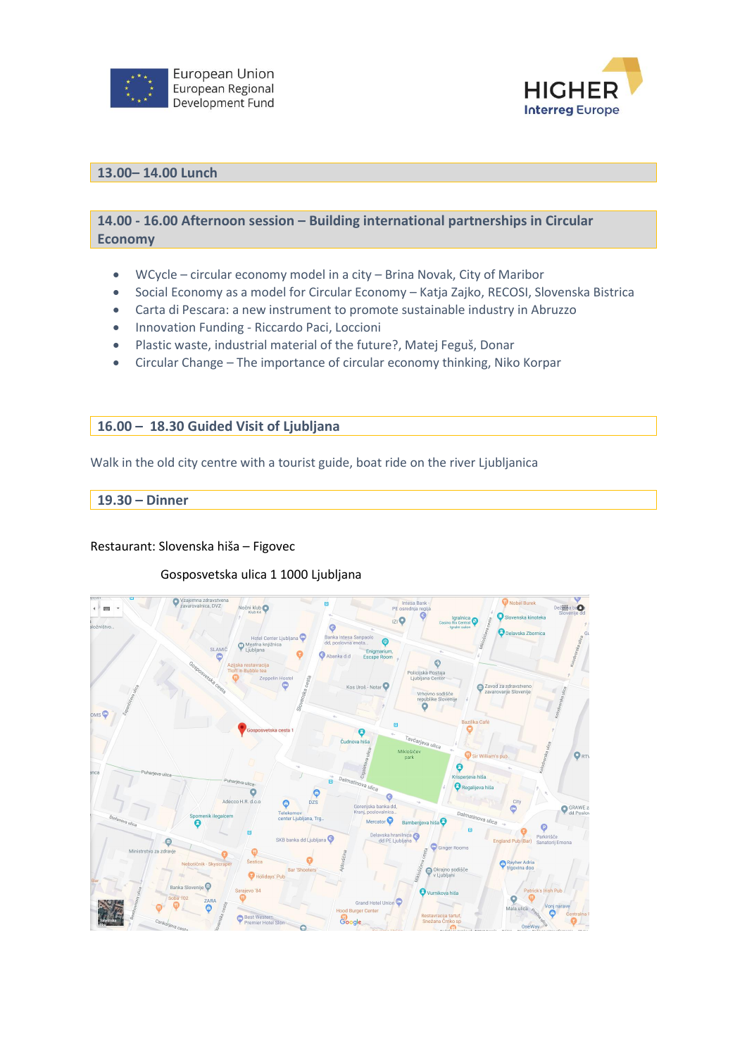## 13.00– 14.00 Lunch

## 14.00 - 16.00 Afternoon session – Building international partnerships in Circular Economy

- WCycle – circular economy model in a city – Brina Novak, City of Maribor
- Social Economy as a model for Circular Economy – Katja Zajko, RECOSI, Slovenska Bistrica
- Carta di Pescara: a new instrument to promote sustainable industry in Abruzzo
- Innovation Funding - Riccardo Paci, Loccioni
- Plastic waste, industrial material of the future?, Matej Feguš, Donar
- Circular Change – The importance of circular economy thinking, Niko Korpar

## 16.00 – 18.30 Guided Visit of Ljubljana

Walk in the old city centre with a tourist guide, boat ride on the river Ljubljanica

## 19.30 – Dinner

Restaurant: Slovenska hiša – Figovec

Gosposvetska ulica 1 1000 Ljubljana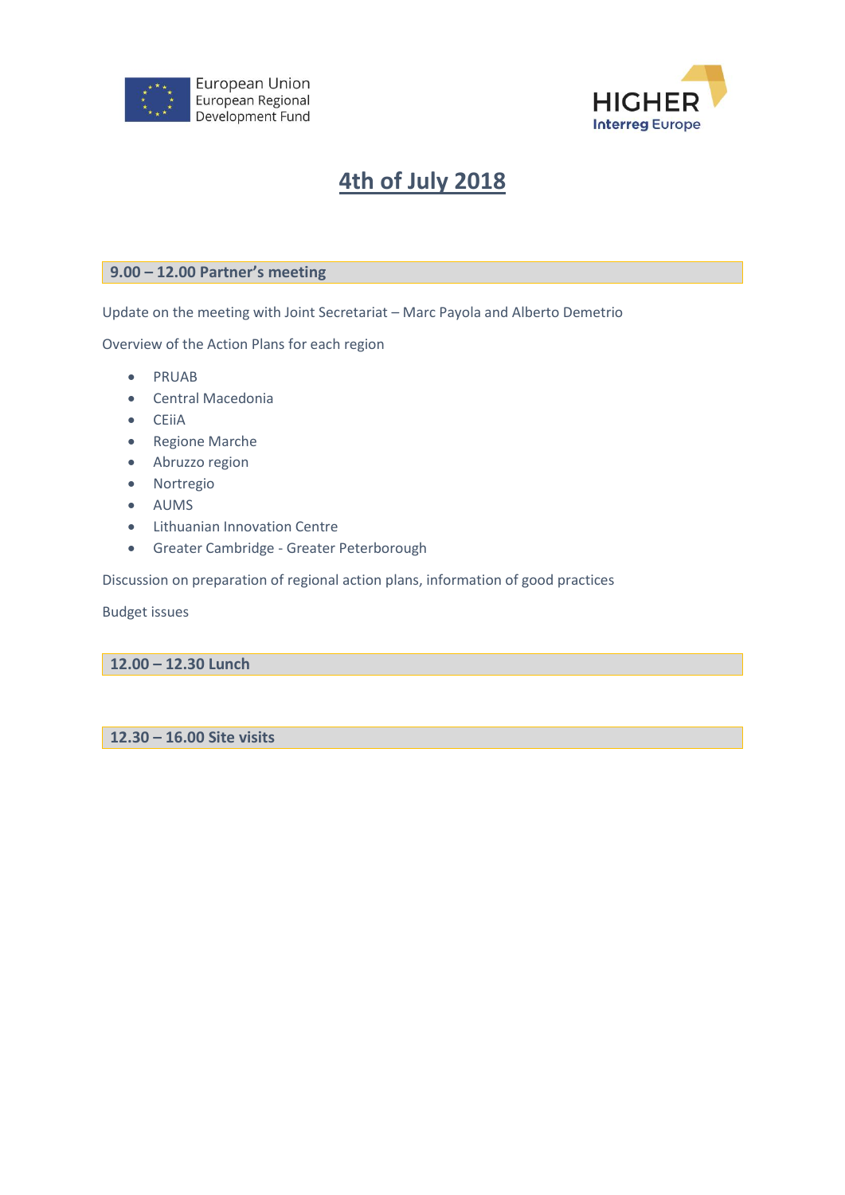# 4th of July 2018

### 9.00 – 12.00 Partner's meeting

Update on the meeting with Joint Secretariat – Marc Payola and Alberto Demetrio

Overview of the Action Plans for each region

- PRUAB
- Central Macedonia
- CEiiA
- Regione Marche
- Abruzzo region
- Nortregio
- AUMS
- Lithuanian Innovation Centre
- Greater Cambridge - Greater Peterborough

Discussion on preparation of regional action plans, information of good practices

Budget issues

### 12.00 – 12.30 Lunch

### 12.30 – 16.00 Site visits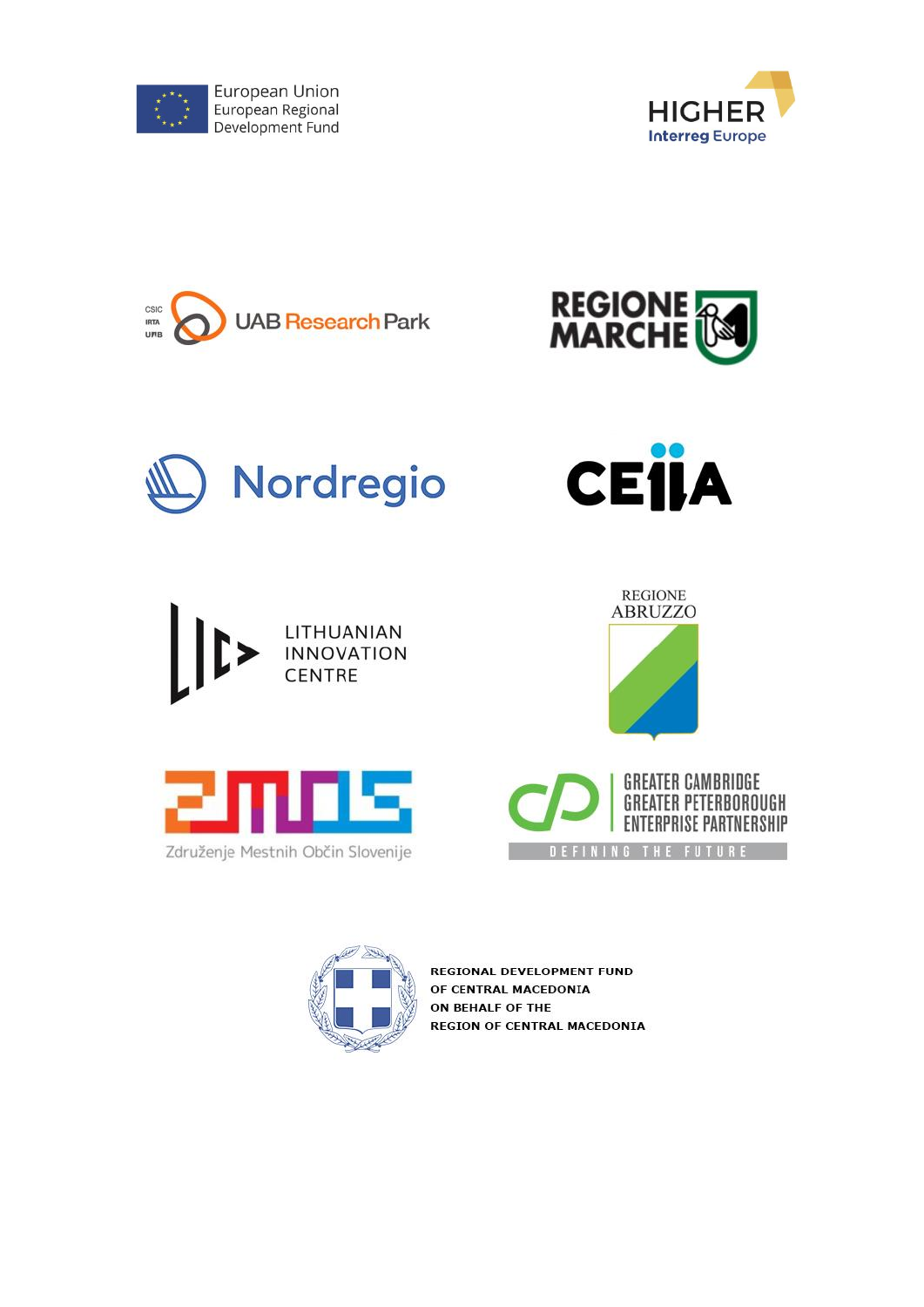European Union
European Regional
Development Fund

HIGHER
Interreg Europe

CSIC
IRTA
UAB
UAB Research Park

REGIONE MARCHE

Nordregio

CEIIA

LITHUANIAN
INNOVATION
CENTRE

REGIONE
ABRUZZO

Združenje Mestnih Občin Slovenije

GREATER CAMBRIDGE
GREATER PETERBOROUGH
ENTERPRISE PARTNERSHIP
DEFINING THE FUTURE

REGIONAL DEVELOPMENT FUND
OF CENTRAL MACEDONIA
ON BEHALF OF THE
REGION OF CENTRAL MACEDONIA